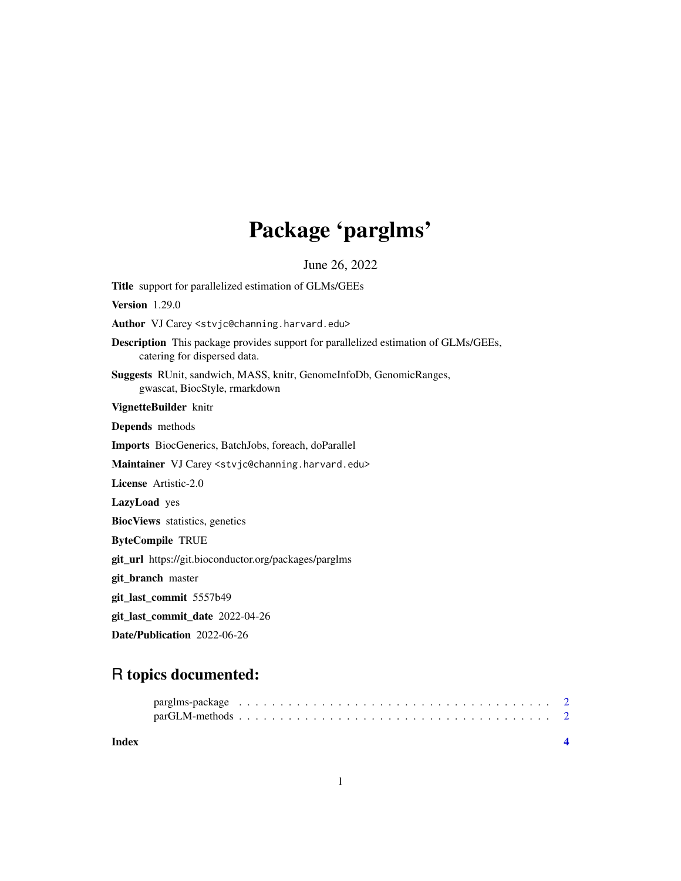# Package 'parglms'

June 26, 2022

**Title** support for parallelized estimation of GLMs/GEEs

**Version** 1.29.0

**Author** VJ Carey <stvjc@channing.harvard.edu>

**Description** This package provides support for parallelized estimation of GLMs/GEEs, catering for dispersed data.

**Suggests** RUnit, sandwich, MASS, knitr, GenomeInfoDb, GenomicRanges, gwascat, BiocStyle, rmarkdown

**VignetteBuilder** knitr

**Depends** methods

**Imports** BiocGenerics, BatchJobs, foreach, doParallel

**Maintainer** VJ Carey <stvjc@channing.harvard.edu>

**License** Artistic-2.0

**LazyLoad** yes

**BiocViews** statistics, genetics

**ByteCompile** TRUE

**git_url** https://git.bioconductor.org/packages/parglms

**git_branch** master

**git_last_commit** 5557b49

**git_last_commit_date** 2022-04-26

**Date/Publication** 2022-06-26

## R topics documented:

parglms-package . . . . . . . . . . . . . . . . . . . . . . . . . . . . . . . . . . . . . 2
parGLM-methods . . . . . . . . . . . . . . . . . . . . . . . . . . . . . . . . . . . . . 2

**Index** **4**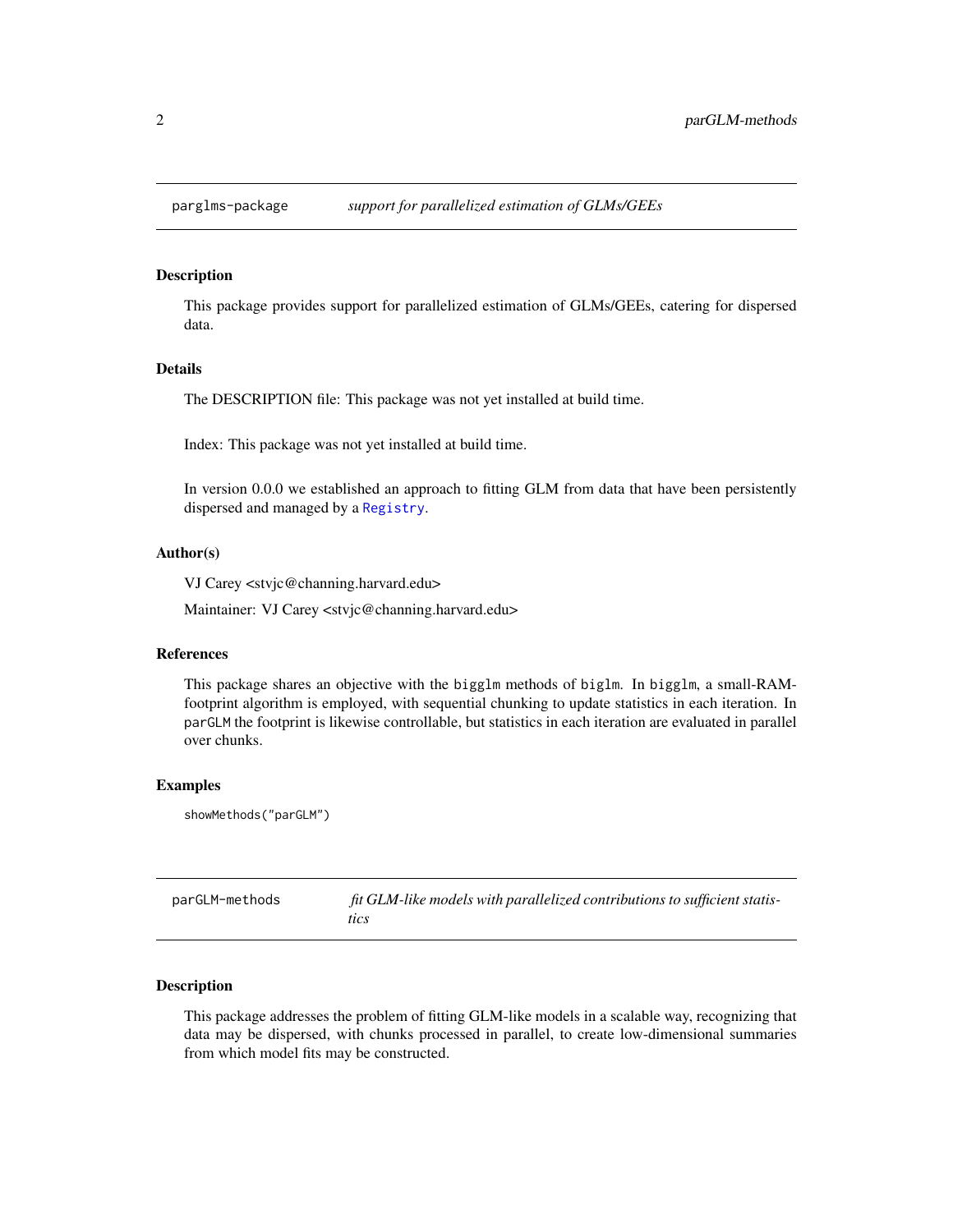## parglms-package — *support for parallelized estimation of GLMs/GEEs*

### Description

This package provides support for parallelized estimation of GLMs/GEEs, catering for dispersed data.

### Details

The DESCRIPTION file: This package was not yet installed at build time.

Index: This package was not yet installed at build time.

In version 0.0.0 we established an approach to fitting GLM from data that have been persistently dispersed and managed by a `Registry`.

### Author(s)

VJ Carey <stvjc@channing.harvard.edu>

Maintainer: VJ Carey <stvjc@channing.harvard.edu>

### References

This package shares an objective with the `bigglm` methods of `biglm`. In `bigglm`, a small-RAM-footprint algorithm is employed, with sequential chunking to update statistics in each iteration. In `parGLM` the footprint is likewise controllable, but statistics in each iteration are evaluated in parallel over chunks.

### Examples

```
showMethods("parGLM")
```

## parGLM-methods — *fit GLM-like models with parallelized contributions to sufficient statistics*

### Description

This package addresses the problem of fitting GLM-like models in a scalable way, recognizing that data may be dispersed, with chunks processed in parallel, to create low-dimensional summaries from which model fits may be constructed.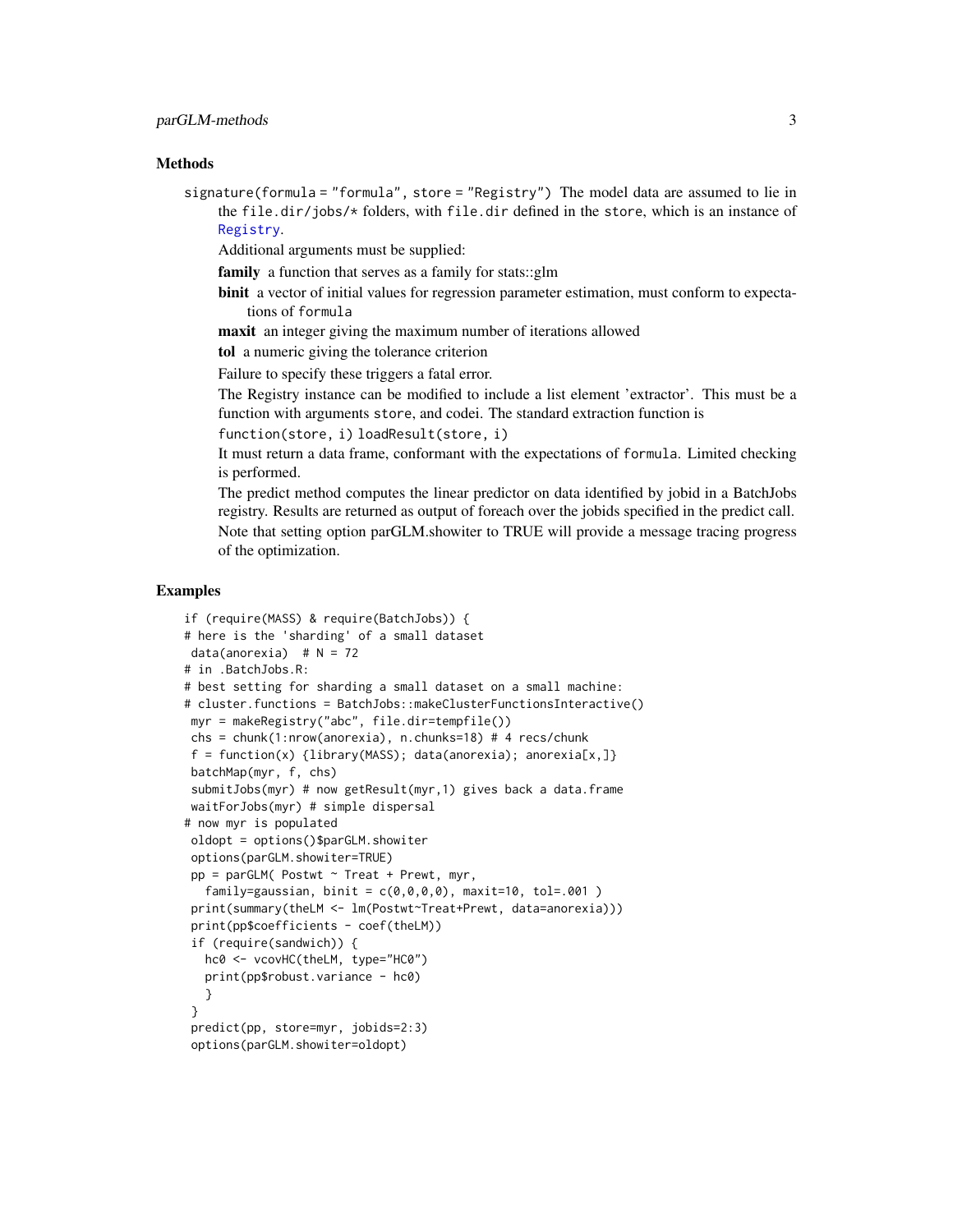## Methods

`signature(formula = "formula", store = "Registry")` The model data are assumed to lie in the `file.dir/jobs/*` folders, with `file.dir` defined in the `store`, which is an instance of `Registry`.

Additional arguments must be supplied:

**family** a function that serves as a family for stats::glm

**binit** a vector of initial values for regression parameter estimation, must conform to expectations of `formula`

**maxit** an integer giving the maximum number of iterations allowed

**tol** a numeric giving the tolerance criterion

Failure to specify these triggers a fatal error.

The Registry instance can be modified to include a list element 'extractor'. This must be a function with arguments `store`, and codei. The standard extraction function is

`function(store, i) loadResult(store, i)`

It must return a data frame, conformant with the expectations of `formula`. Limited checking is performed.

The predict method computes the linear predictor on data identified by jobid in a BatchJobs registry. Results are returned as output of foreach over the jobids specified in the predict call.

Note that setting option parGLM.showiter to TRUE will provide a message tracing progress of the optimization.

## Examples

```
if (require(MASS) & require(BatchJobs)) {
# here is the 'sharding' of a small dataset
 data(anorexia)  # N = 72
# in .BatchJobs.R:
# best setting for sharding a small dataset on a small machine:
# cluster.functions = BatchJobs::makeClusterFunctionsInteractive()
 myr = makeRegistry("abc", file.dir=tempfile())
 chs = chunk(1:nrow(anorexia), n.chunks=18) # 4 recs/chunk
 f = function(x) {library(MASS); data(anorexia); anorexia[x,]}
 batchMap(myr, f, chs)
 submitJobs(myr) # now getResult(myr,1) gives back a data.frame
 waitForJobs(myr) # simple dispersal
# now myr is populated
 oldopt = options()$parGLM.showiter
 options(parGLM.showiter=TRUE)
 pp = parGLM( Postwt ~ Treat + Prewt, myr,
   family=gaussian, binit = c(0,0,0,0), maxit=10, tol=.001 )
 print(summary(theLM <- lm(Postwt~Treat+Prewt, data=anorexia)))
 print(pp$coefficients - coef(theLM))
 if (require(sandwich)) {
   hc0 <- vcovHC(theLM, type="HC0")
   print(pp$robust.variance - hc0)
   }
 }
 predict(pp, store=myr, jobids=2:3)
 options(parGLM.showiter=oldopt)
```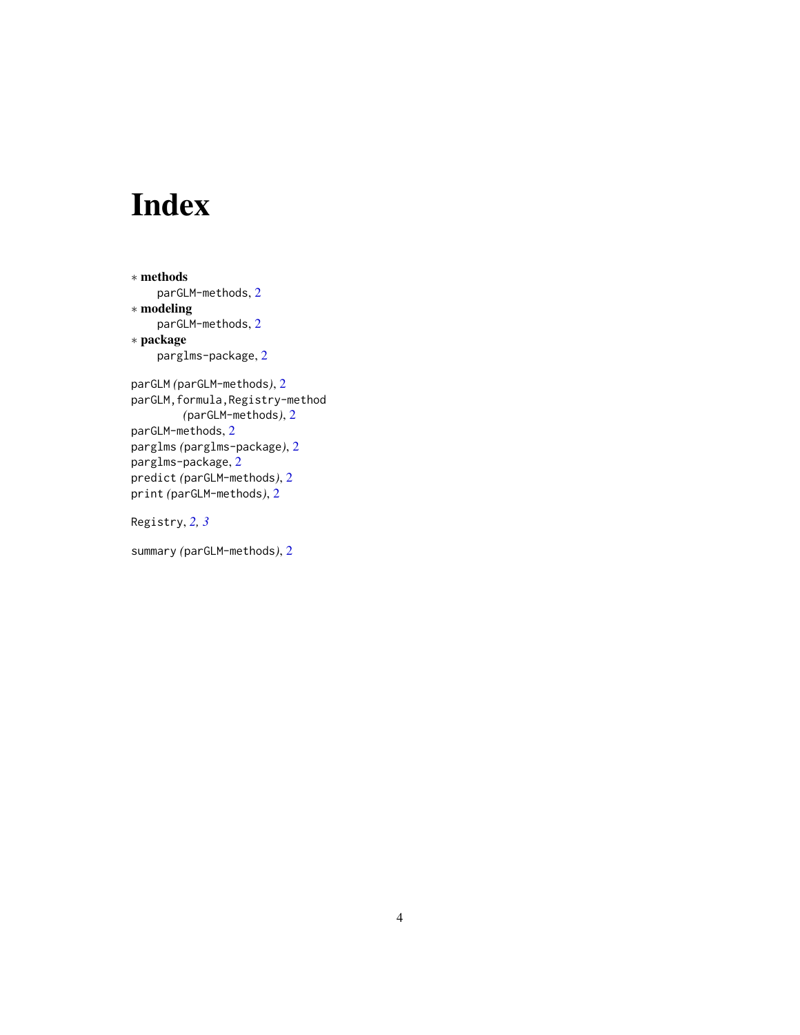# Index

∗ **methods**
  parGLM-methods, 2

∗ **modeling**
  parGLM-methods, 2

∗ **package**
  parglms-package, 2

parGLM *(*parGLM-methods*)*, 2
parGLM,formula,Registry-method *(*parGLM-methods*)*, 2
parGLM-methods, 2
parglms *(*parglms-package*)*, 2
parglms-package, 2
predict *(*parGLM-methods*)*, 2
print *(*parGLM-methods*)*, 2

Registry, *2, 3*

summary *(*parGLM-methods*)*, 2